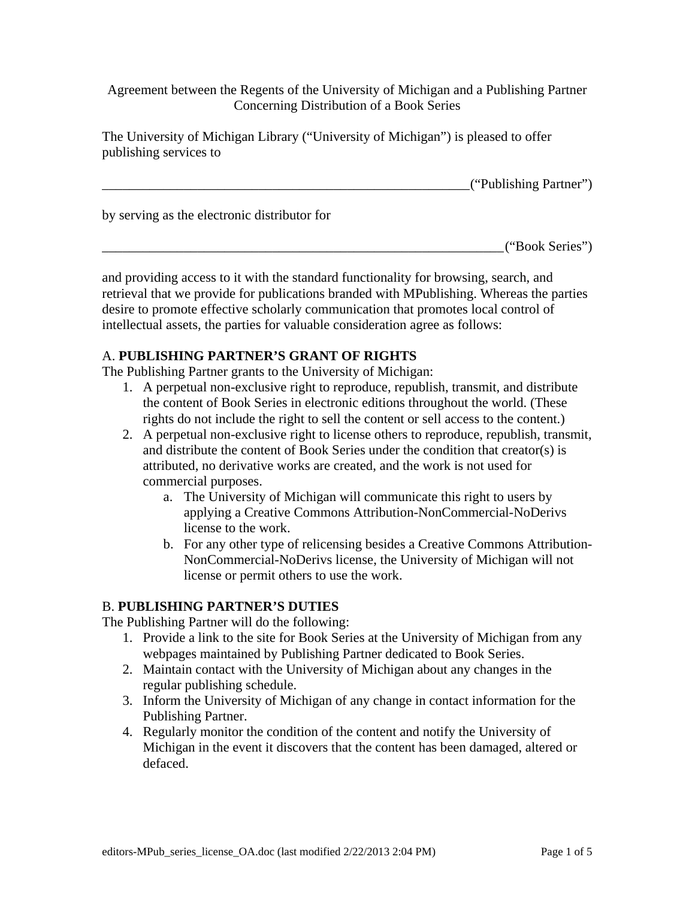# Agreement between the Regents of the University of Michigan and a Publishing Partner Concerning Distribution of a Book Series

The University of Michigan Library ("University of Michigan") is pleased to offer publishing services to

_______________________________________________________("Publishing Partner")

by serving as the electronic distributor for

____________________________________________________________("Book Series")

and providing access to it with the standard functionality for browsing, search, and retrieval that we provide for publications branded with MPublishing. Whereas the parties desire to promote effective scholarly communication that promotes local control of intellectual assets, the parties for valuable consideration agree as follows:

## A. **PUBLISHING PARTNER'S GRANT OF RIGHTS**

The Publishing Partner grants to the University of Michigan:

1. A perpetual non-exclusive right to reproduce, republish, transmit, and distribute the content of Book Series in electronic editions throughout the world. (These rights do not include the right to sell the content or sell access to the content.)
2. A perpetual non-exclusive right to license others to reproduce, republish, transmit, and distribute the content of Book Series under the condition that creator(s) is attributed, no derivative works are created, and the work is not used for commercial purposes.
    a. The University of Michigan will communicate this right to users by applying a Creative Commons Attribution-NonCommercial-NoDerivs license to the work.
    b. For any other type of relicensing besides a Creative Commons Attribution-NonCommercial-NoDerivs license, the University of Michigan will not license or permit others to use the work.

## B. **PUBLISHING PARTNER'S DUTIES**

The Publishing Partner will do the following:

1. Provide a link to the site for Book Series at the University of Michigan from any webpages maintained by Publishing Partner dedicated to Book Series.
2. Maintain contact with the University of Michigan about any changes in the regular publishing schedule.
3. Inform the University of Michigan of any change in contact information for the Publishing Partner.
4. Regularly monitor the condition of the content and notify the University of Michigan in the event it discovers that the content has been damaged, altered or defaced.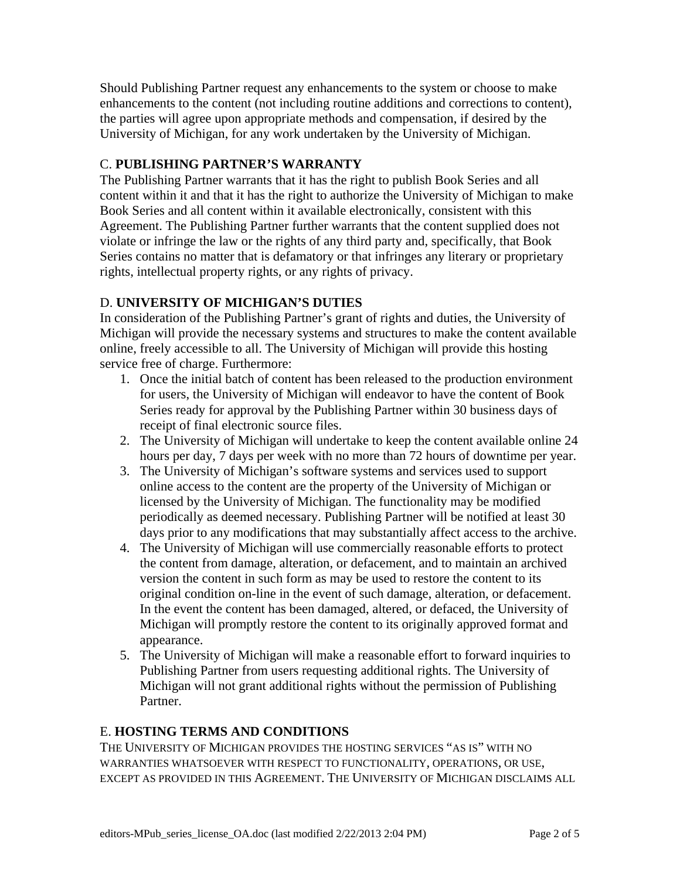Should Publishing Partner request any enhancements to the system or choose to make enhancements to the content (not including routine additions and corrections to content), the parties will agree upon appropriate methods and compensation, if desired by the University of Michigan, for any work undertaken by the University of Michigan.

### C. **PUBLISHING PARTNER'S WARRANTY**

The Publishing Partner warrants that it has the right to publish Book Series and all content within it and that it has the right to authorize the University of Michigan to make Book Series and all content within it available electronically, consistent with this Agreement. The Publishing Partner further warrants that the content supplied does not violate or infringe the law or the rights of any third party and, specifically, that Book Series contains no matter that is defamatory or that infringes any literary or proprietary rights, intellectual property rights, or any rights of privacy.

### D. **UNIVERSITY OF MICHIGAN'S DUTIES**

In consideration of the Publishing Partner's grant of rights and duties, the University of Michigan will provide the necessary systems and structures to make the content available online, freely accessible to all. The University of Michigan will provide this hosting service free of charge. Furthermore:

1. Once the initial batch of content has been released to the production environment for users, the University of Michigan will endeavor to have the content of Book Series ready for approval by the Publishing Partner within 30 business days of receipt of final electronic source files.
2. The University of Michigan will undertake to keep the content available online 24 hours per day, 7 days per week with no more than 72 hours of downtime per year.
3. The University of Michigan's software systems and services used to support online access to the content are the property of the University of Michigan or licensed by the University of Michigan. The functionality may be modified periodically as deemed necessary. Publishing Partner will be notified at least 30 days prior to any modifications that may substantially affect access to the archive.
4. The University of Michigan will use commercially reasonable efforts to protect the content from damage, alteration, or defacement, and to maintain an archived version the content in such form as may be used to restore the content to its original condition on-line in the event of such damage, alteration, or defacement. In the event the content has been damaged, altered, or defaced, the University of Michigan will promptly restore the content to its originally approved format and appearance.
5. The University of Michigan will make a reasonable effort to forward inquiries to Publishing Partner from users requesting additional rights. The University of Michigan will not grant additional rights without the permission of Publishing Partner.

### E. **HOSTING TERMS AND CONDITIONS**

THE UNIVERSITY OF MICHIGAN PROVIDES THE HOSTING SERVICES "AS IS" WITH NO WARRANTIES WHATSOEVER WITH RESPECT TO FUNCTIONALITY, OPERATIONS, OR USE, EXCEPT AS PROVIDED IN THIS AGREEMENT. THE UNIVERSITY OF MICHIGAN DISCLAIMS ALL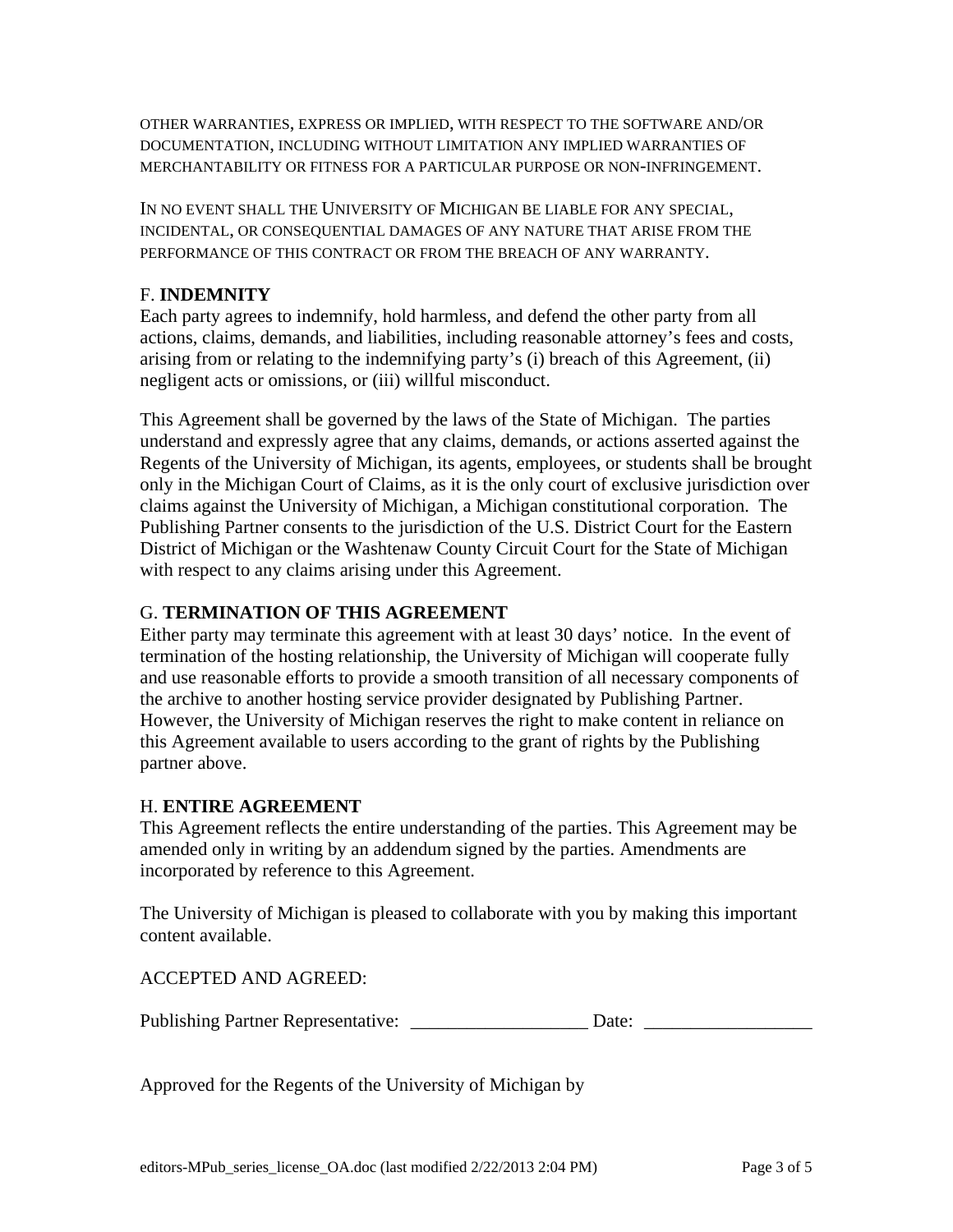OTHER WARRANTIES, EXPRESS OR IMPLIED, WITH RESPECT TO THE SOFTWARE AND/OR DOCUMENTATION, INCLUDING WITHOUT LIMITATION ANY IMPLIED WARRANTIES OF MERCHANTABILITY OR FITNESS FOR A PARTICULAR PURPOSE OR NON-INFRINGEMENT.

IN NO EVENT SHALL THE UNIVERSITY OF MICHIGAN BE LIABLE FOR ANY SPECIAL, INCIDENTAL, OR CONSEQUENTIAL DAMAGES OF ANY NATURE THAT ARISE FROM THE PERFORMANCE OF THIS CONTRACT OR FROM THE BREACH OF ANY WARRANTY.

## F. **INDEMNITY**

Each party agrees to indemnify, hold harmless, and defend the other party from all actions, claims, demands, and liabilities, including reasonable attorney's fees and costs, arising from or relating to the indemnifying party's (i) breach of this Agreement, (ii) negligent acts or omissions, or (iii) willful misconduct.

This Agreement shall be governed by the laws of the State of Michigan. The parties understand and expressly agree that any claims, demands, or actions asserted against the Regents of the University of Michigan, its agents, employees, or students shall be brought only in the Michigan Court of Claims, as it is the only court of exclusive jurisdiction over claims against the University of Michigan, a Michigan constitutional corporation. The Publishing Partner consents to the jurisdiction of the U.S. District Court for the Eastern District of Michigan or the Washtenaw County Circuit Court for the State of Michigan with respect to any claims arising under this Agreement.

## G. **TERMINATION OF THIS AGREEMENT**

Either party may terminate this agreement with at least 30 days' notice. In the event of termination of the hosting relationship, the University of Michigan will cooperate fully and use reasonable efforts to provide a smooth transition of all necessary components of the archive to another hosting service provider designated by Publishing Partner. However, the University of Michigan reserves the right to make content in reliance on this Agreement available to users according to the grant of rights by the Publishing partner above.

## H. **ENTIRE AGREEMENT**

This Agreement reflects the entire understanding of the parties. This Agreement may be amended only in writing by an addendum signed by the parties. Amendments are incorporated by reference to this Agreement.

The University of Michigan is pleased to collaborate with you by making this important content available.

ACCEPTED AND AGREED:

Publishing Partner Representative: ___________________ Date: __________________

Approved for the Regents of the University of Michigan by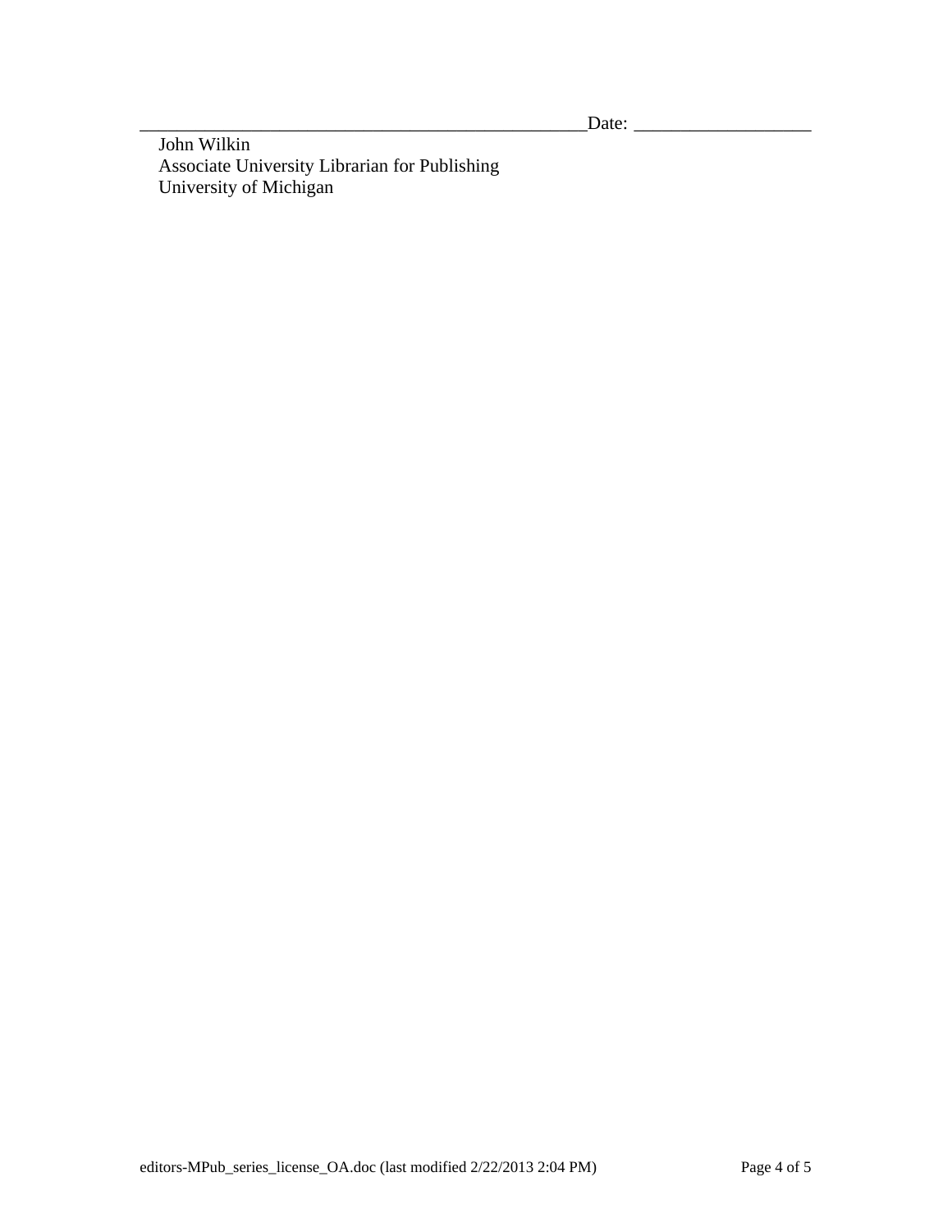__________________________________________________Date: ___________________

John Wilkin
Associate University Librarian for Publishing
University of Michigan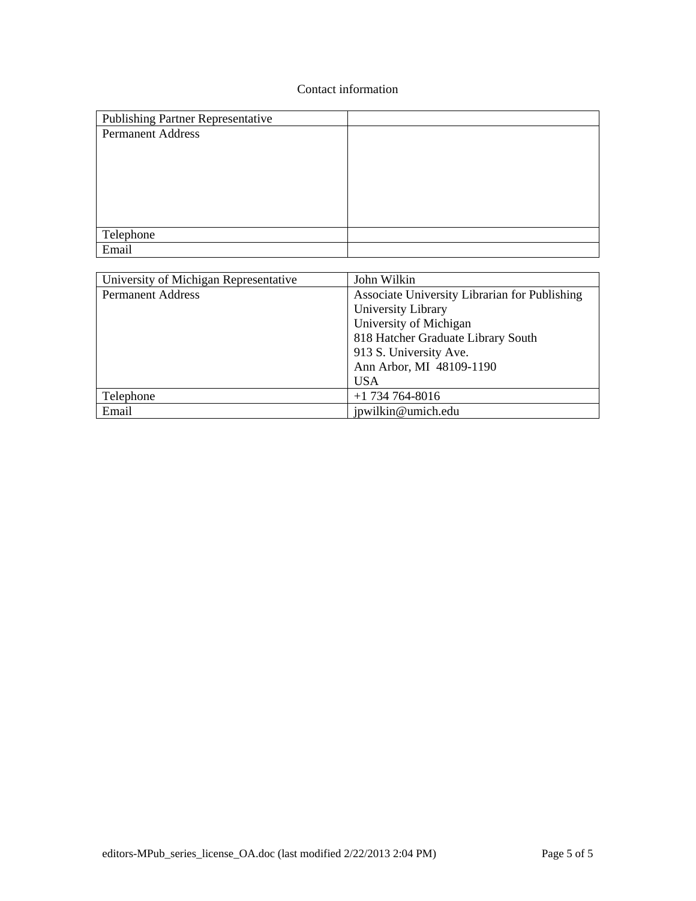Contact information

| | |
|---|---|
| Publishing Partner Representative | |
| Permanent Address | |
| Telephone | |
| Email | |

| | |
|---|---|
| University of Michigan Representative | John Wilkin |
| Permanent Address | Associate University Librarian for Publishing<br>University Library<br>University of Michigan<br>818 Hatcher Graduate Library South<br>913 S. University Ave.<br>Ann Arbor, MI 48109-1190<br>USA |
| Telephone | +1 734 764-8016 |
| Email | jpwilkin@umich.edu |